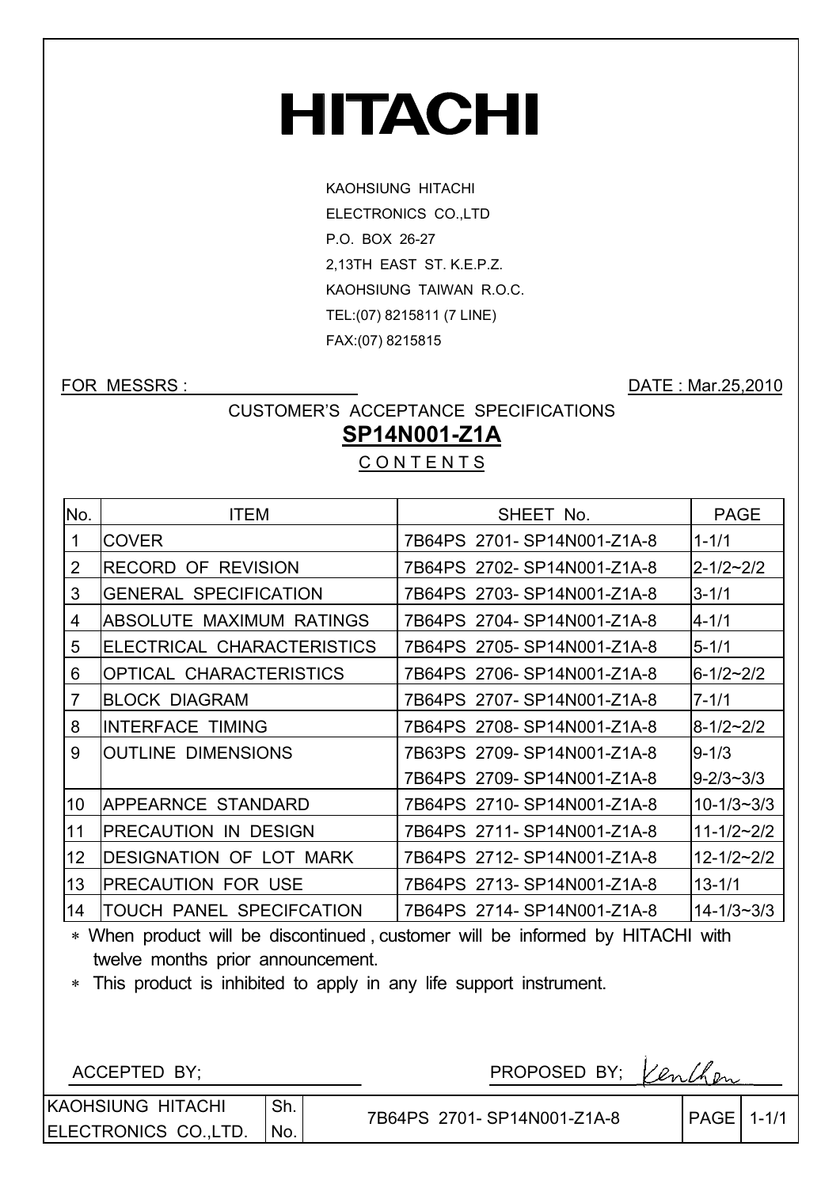# HITACHI

KAOHSIUNG HITACHI
ELECTRONICS CO.,LTD
P.O. BOX 26-27
2,13TH EAST ST. K.E.P.Z.
KAOHSIUNG TAIWAN R.O.C.
TEL:(07) 8215811 (7 LINE)
FAX:(07) 8215815

FOR MESSRS :

DATE : Mar.25,2010

CUSTOMER'S ACCEPTANCE SPECIFICATIONS

## SP14N001-Z1A

CONTENTS

| No. | ITEM | SHEET No. | PAGE |
|---|---|---|---|
| 1 | COVER | 7B64PS 2701- SP14N001-Z1A-8 | 1-1/1 |
| 2 | RECORD OF REVISION | 7B64PS 2702- SP14N001-Z1A-8 | 2-1/2~2/2 |
| 3 | GENERAL SPECIFICATION | 7B64PS 2703- SP14N001-Z1A-8 | 3-1/1 |
| 4 | ABSOLUTE MAXIMUM RATINGS | 7B64PS 2704- SP14N001-Z1A-8 | 4-1/1 |
| 5 | ELECTRICAL CHARACTERISTICS | 7B64PS 2705- SP14N001-Z1A-8 | 5-1/1 |
| 6 | OPTICAL CHARACTERISTICS | 7B64PS 2706- SP14N001-Z1A-8 | 6-1/2~2/2 |
| 7 | BLOCK DIAGRAM | 7B64PS 2707- SP14N001-Z1A-8 | 7-1/1 |
| 8 | INTERFACE TIMING | 7B64PS 2708- SP14N001-Z1A-8 | 8-1/2~2/2 |
| 9 | OUTLINE DIMENSIONS | 7B63PS 2709- SP14N001-Z1A-8 | 9-1/3 |
| | | 7B64PS 2709- SP14N001-Z1A-8 | 9-2/3~3/3 |
| 10 | APPEARNCE STANDARD | 7B64PS 2710- SP14N001-Z1A-8 | 10-1/3~3/3 |
| 11 | PRECAUTION IN DESIGN | 7B64PS 2711- SP14N001-Z1A-8 | 11-1/2~2/2 |
| 12 | DESIGNATION OF LOT MARK | 7B64PS 2712- SP14N001-Z1A-8 | 12-1/2~2/2 |
| 13 | PRECAUTION FOR USE | 7B64PS 2713- SP14N001-Z1A-8 | 13-1/1 |
| 14 | TOUCH PANEL SPECIFCATION | 7B64PS 2714- SP14N001-Z1A-8 | 14-1/3~3/3 |

∗ When product will be discontinued , customer will be informed by HITACHI with twelve months prior announcement.

∗ This product is inhibited to apply in any life support instrument.

ACCEPTED BY;

PROPOSED BY; Kenchen

| KAOHSIUNG HITACHI ELECTRONICS CO.,LTD. | Sh. No. | 7B64PS 2701- SP14N001-Z1A-8 | PAGE | 1-1/1 |
|---|---|---|---|---|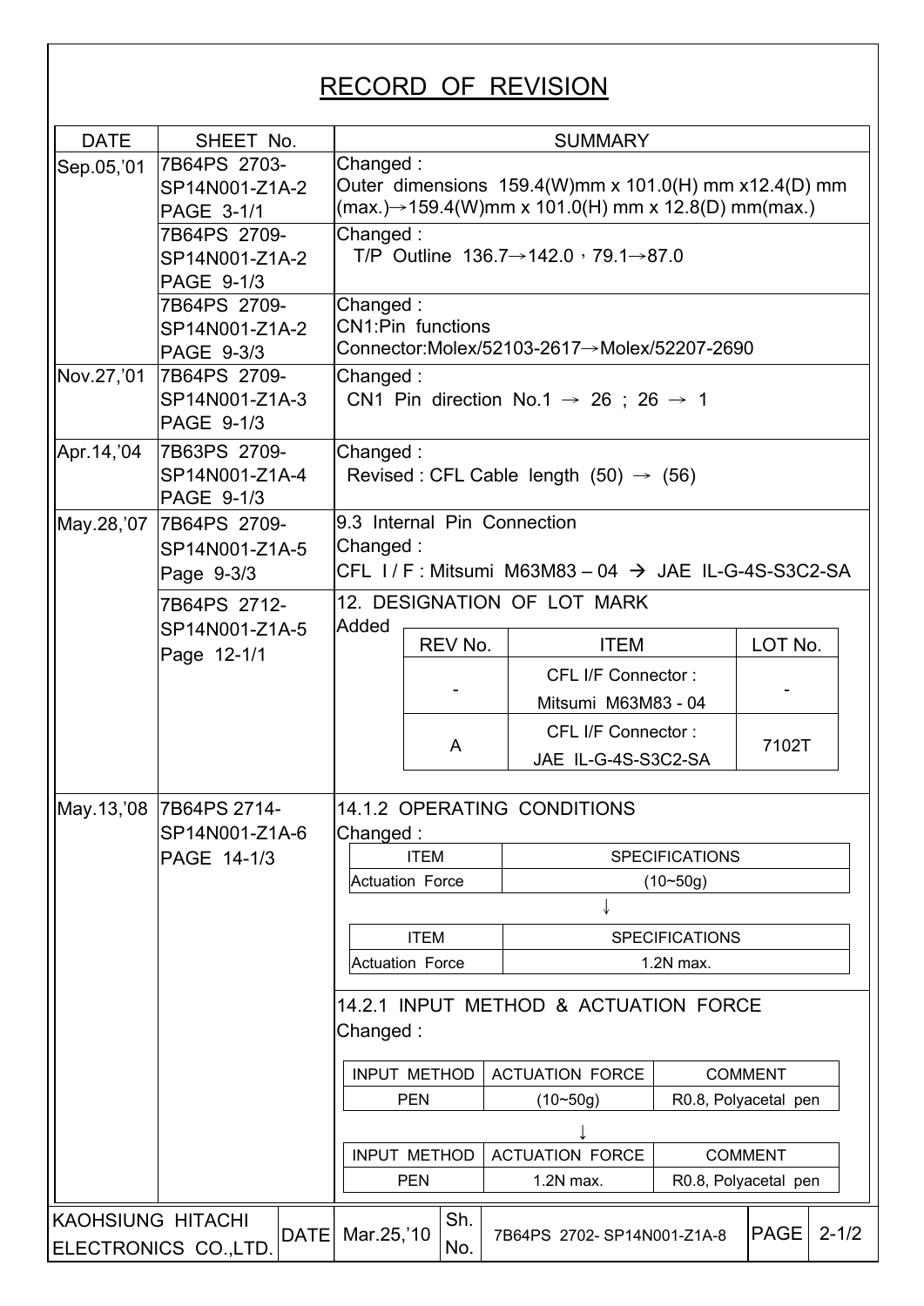# RECORD OF REVISION

| DATE | SHEET No. | SUMMARY |
|---|---|---|
| Sep.05,'01 | 7B64PS 2703-SP14N001-Z1A-2 PAGE 3-1/1 | Changed : Outer dimensions 159.4(W)mm x 101.0(H) mm x12.4(D) mm (max.)→159.4(W)mm x 101.0(H) mm x 12.8(D) mm(max.) |
| | 7B64PS 2709-SP14N001-Z1A-2 PAGE 9-1/3 | Changed : T/P Outline 136.7→142.0，79.1→87.0 |
| | 7B64PS 2709-SP14N001-Z1A-2 PAGE 9-3/3 | Changed : CN1:Pin functions Connector:Molex/52103-2617→Molex/52207-2690 |
| Nov.27,'01 | 7B64PS 2709-SP14N001-Z1A-3 PAGE 9-1/3 | Changed : CN1 Pin direction No.1 → 26 ; 26 → 1 |
| Apr.14,'04 | 7B63PS 2709-SP14N001-Z1A-4 PAGE 9-1/3 | Changed : Revised : CFL Cable length (50) → (56) |
| May.28,'07 | 7B64PS 2709-SP14N001-Z1A-5 Page 9-3/3 | 9.3 Internal Pin Connection Changed : CFL I / F : Mitsumi M63M83 – 04 → JAE IL-G-4S-S3C2-SA |
| | 7B64PS 2712-SP14N001-Z1A-5 Page 12-1/1 | 12. DESIGNATION OF LOT MARK Added (see table below) |
| May.13,'08 | 7B64PS 2714-SP14N001-Z1A-6 PAGE 14-1/3 | 14.1.2 OPERATING CONDITIONS Changed : Actuation Force (10~50g) → 1.2N max. (see tables below) |
| | | 14.2.1 INPUT METHOD & ACTUATION FORCE Changed : PEN (10~50g) → 1.2N max. (see tables below) |

12. DESIGNATION OF LOT MARK — Added:

| REV No. | ITEM | LOT No. |
|---|---|---|
| - | CFL I/F Connector : Mitsumi M63M83 - 04 | - |
| A | CFL I/F Connector : JAE IL-G-4S-S3C2-SA | 7102T |

14.1.2 OPERATING CONDITIONS — Changed:

| ITEM | SPECIFICATIONS |
|---|---|
| Actuation Force | (10~50g) |

↓

| ITEM | SPECIFICATIONS |
|---|---|
| Actuation Force | 1.2N max. |

14.2.1 INPUT METHOD & ACTUATION FORCE — Changed:

| INPUT METHOD | ACTUATION FORCE | COMMENT |
|---|---|---|
| PEN | (10~50g) | R0.8, Polyacetal pen |

↓

| INPUT METHOD | ACTUATION FORCE | COMMENT |
|---|---|---|
| PEN | 1.2N max. | R0.8, Polyacetal pen |

| KAOHSIUNG HITACHI ELECTRONICS CO.,LTD. | DATE | Mar.25,'10 | Sh. No. | 7B64PS 2702- SP14N001-Z1A-8 | PAGE | 2-1/2 |
|---|---|---|---|---|---|---|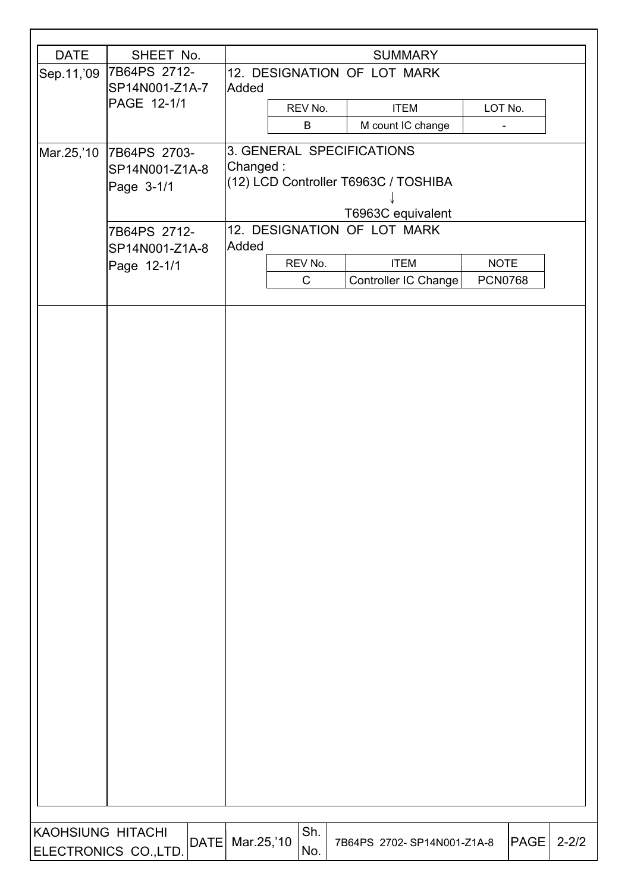| DATE | SHEET No. | SUMMARY |
|---|---|---|
| Sep.11,'09 | 7B64PS 2712-SP14N001-Z1A-7 PAGE 12-1/1 | 12. DESIGNATION OF LOT MARK Added<br>REV No.: B / ITEM: M count IC change / LOT No.: - |
| Mar.25,'10 | 7B64PS 2703-SP14N001-Z1A-8 Page 3-1/1 | 3. GENERAL SPECIFICATIONS Changed :<br>(12) LCD Controller T6963C / TOSHIBA<br>↓<br>T6963C equivalent |
| | 7B64PS 2712-SP14N001-Z1A-8 Page 12-1/1 | 12. DESIGNATION OF LOT MARK Added<br>REV No.: C / ITEM: Controller IC Change / NOTE: PCN0768 |

| KAOHSIUNG HITACHI ELECTRONICS CO.,LTD. | DATE | Mar.25,'10 | Sh. No. | 7B64PS 2702- SP14N001-Z1A-8 | PAGE | 2-2/2 |
|---|---|---|---|---|---|---|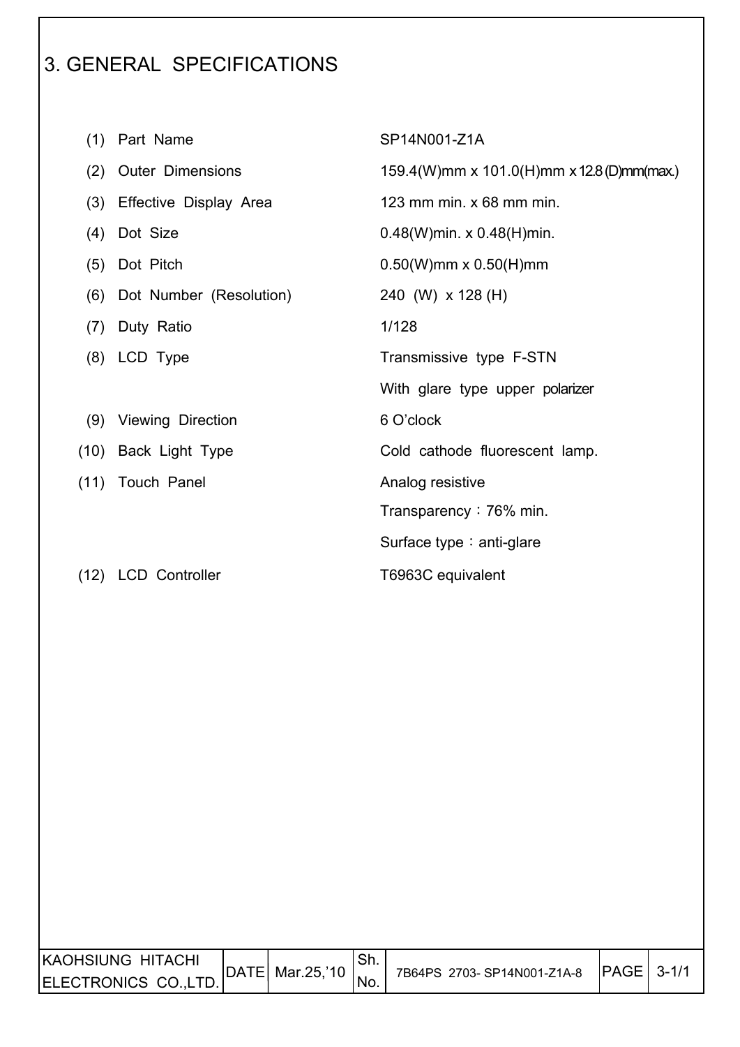# 3. GENERAL SPECIFICATIONS

| | | |
|---|---|---|
| (1) | Part Name | SP14N001-Z1A |
| (2) | Outer Dimensions | 159.4(W)mm x 101.0(H)mm x 12.8 (D)mm(max.) |
| (3) | Effective Display Area | 123 mm min. x 68 mm min. |
| (4) | Dot Size | 0.48(W)min. x 0.48(H)min. |
| (5) | Dot Pitch | 0.50(W)mm x 0.50(H)mm |
| (6) | Dot Number (Resolution) | 240 (W) x 128 (H) |
| (7) | Duty Ratio | 1/128 |
| (8) | LCD Type | Transmissive type F-STN<br>With glare type upper polarizer |
| (9) | Viewing Direction | 6 O'clock |
| (10) | Back Light Type | Cold cathode fluorescent lamp. |
| (11) | Touch Panel | Analog resistive<br>Transparency：76% min.<br>Surface type：anti-glare |
| (12) | LCD Controller | T6963C equivalent |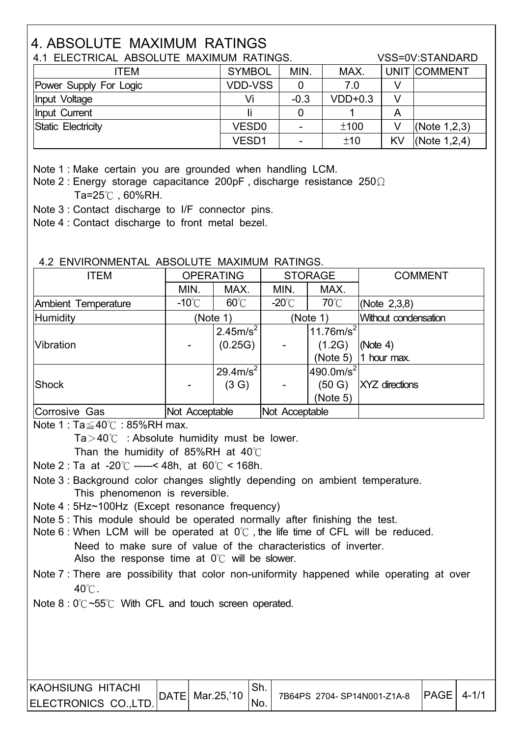#  4. ABSOLUTE MAXIMUM RATINGS

## 4.1 ELECTRICAL ABSOLUTE MAXIMUM RATINGS.

VSS=0V:STANDARD

| ITEM | SYMBOL | MIN. | MAX. | UNIT | COMMENT |
|---|---|---|---|---|---|
| Power Supply For Logic | VDD-VSS | 0 | 7.0 | V | |
| Input Voltage | Vi | -0.3 | VDD+0.3 | V | |
| Input Current | Ii | 0 | 1 | A | |
| Static Electricity | VESD0 | - | ±100 | V | (Note 1,2,3) |
| | VESD1 | - | ±10 | KV | (Note 1,2,4) |

Note 1 : Make certain you are grounded when handling LCM.

Note 2 : Energy storage capacitance 200pF , discharge resistance 250Ω
Ta=25℃ , 60%RH.

Note 3 : Contact discharge to I/F connector pins.

Note 4 : Contact discharge to front metal bezel.

## 4.2 ENVIRONMENTAL ABSOLUTE MAXIMUM RATINGS.

| ITEM | OPERATING | | STORAGE | | COMMENT |
|---|---|---|---|---|---|
| | MIN. | MAX. | MIN. | MAX. | |
| Ambient Temperature | -10℃ | 60℃ | -20℃ | 70℃ | (Note 2,3,8) |
| Humidity | (Note 1) | | (Note 1) | | Without condensation |
| Vibration | - | $2.45 m/s^2$ (0.25G) | - | $11.76 m/s^2$ (1.2G) (Note 5) | (Note 4) 1 hour max. |
| Shock | - | $29.4 m/s^2$ (3 G) | - | $490.0 m/s^2$ (50 G) (Note 5) | XYZ directions |
| Corrosive Gas | Not Acceptable | | Not Acceptable | | |

Note 1 : Ta≦40℃ : 85%RH max.
Ta＞40℃ : Absolute humidity must be lower.
Than the humidity of 85%RH at 40℃

Note 2 : Ta at -20℃ ------< 48h, at 60℃ < 168h.

Note 3 : Background color changes slightly depending on ambient temperature.
This phenomenon is reversible.

Note 4 : 5Hz~100Hz (Except resonance frequency)

Note 5 : This module should be operated normally after finishing the test.

Note 6 : When LCM will be operated at 0℃ , the life time of CFL will be reduced.
Need to make sure of value of the characteristics of inverter.
Also the response time at 0℃ will be slower.

Note 7 : There are possibility that color non-uniformity happened while operating at over 40℃.

Note 8 : 0℃~55℃ With CFL and touch screen operated.

| KAOHSIUNG HITACHI ELECTRONICS CO.,LTD. | DATE | Mar.25,'10 | Sh. No. | 7B64PS 2704- SP14N001-Z1A-8 | PAGE | 4-1/1 |
|---|---|---|---|---|---|---|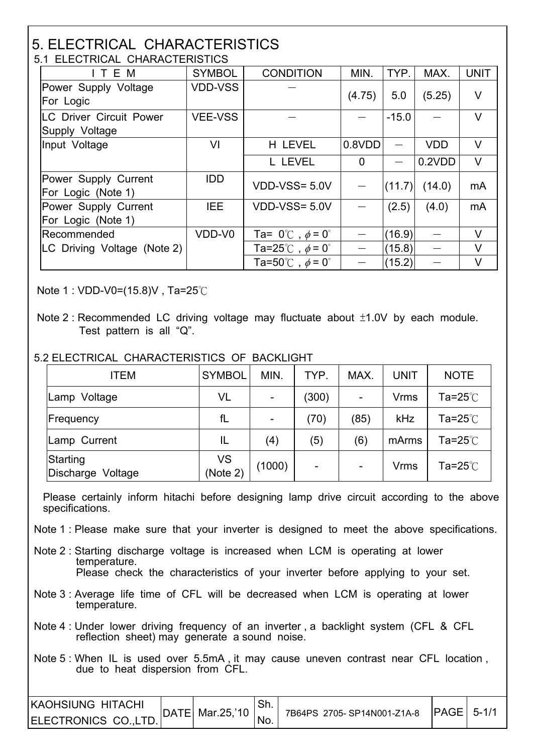# 5. ELECTRICAL CHARACTERISTICS

## 5.1 ELECTRICAL CHARACTERISTICS

| I T E M | SYMBOL | CONDITION | MIN. | TYP. | MAX. | UNIT |
|---|---|---|---|---|---|---|
| Power Supply Voltage For Logic | VDD-VSS | — | (4.75) | 5.0 | (5.25) | V |
| LC Driver Circuit Power Supply Voltage | VEE-VSS | — | — | -15.0 | — | V |
| Input Voltage | VI | H LEVEL | 0.8VDD | — | VDD | V |
| | | L LEVEL | 0 | — | 0.2VDD | V |
| Power Supply Current For Logic (Note 1) | IDD | VDD-VSS= 5.0V | — | (11.7) | (14.0) | mA |
| Power Supply Current For Logic (Note 1) | IEE | VDD-VSS= 5.0V | — | (2.5) | (4.0) | mA |
| Recommended LC Driving Voltage (Note 2) | VDD-V0 | Ta= 0℃ , $\phi$ = 0° | — | (16.9) | — | V |
| | | Ta=25℃ , $\phi$ = 0° | — | (15.8) | — | V |
| | | Ta=50℃ , $\phi$ = 0° | — | (15.2) | — | V |

Note 1 : VDD-V0=(15.8)V , Ta=25℃

Note 2 : Recommended LC driving voltage may fluctuate about ±1.0V by each module. Test pattern is all “Q”.

## 5.2 ELECTRICAL CHARACTERISTICS OF BACKLIGHT

| ITEM | SYMBOL | MIN. | TYP. | MAX. | UNIT | NOTE |
|---|---|---|---|---|---|---|
| Lamp Voltage | VL | - | (300) | - | Vrms | Ta=25℃ |
| Frequency | fL | - | (70) | (85) | kHz | Ta=25℃ |
| Lamp Current | IL | (4) | (5) | (6) | mArms | Ta=25℃ |
| Starting Discharge Voltage | VS (Note 2) | (1000) | - | - | Vrms | Ta=25℃ |

Please certainly inform hitachi before designing lamp drive circuit according to the above specifications.

Note 1 : Please make sure that your inverter is designed to meet the above specifications.

Note 2 : Starting discharge voltage is increased when LCM is operating at lower temperature.
Please check the characteristics of your inverter before applying to your set.

Note 3 : Average life time of CFL will be decreased when LCM is operating at lower temperature.

Note 4 : Under lower driving frequency of an inverter , a backlight system (CFL & CFL reflection sheet) may generate a sound noise.

Note 5 : When IL is used over 5.5mA , it may cause uneven contrast near CFL location , due to heat dispersion from CFL.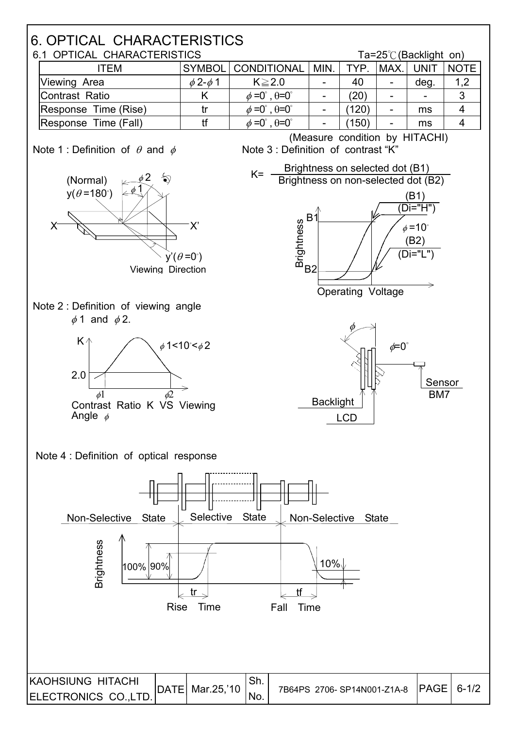# 6. OPTICAL CHARACTERISTICS

## 6.1 OPTICAL CHARACTERISTICS

Ta=25℃(Backlight on)

| ITEM | SYMBOL | CONDITIONAL | MIN. | TYP. | MAX. | UNIT | NOTE |
|---|---|---|---|---|---|---|---|
| Viewing Area | $\phi 2$-$\phi 1$ | K≧2.0 | - | 40 | - | deg. | 1,2 |
| Contrast Ratio | K | $\phi$=0°, θ=0° | - | (20) | - | - | 3 |
| Response Time (Rise) | tr | $\phi$=0°, θ=0° | - | (120) | - | ms | 4 |
| Response Time (Fall) | tf | $\phi$=0°, θ=0° | - | (150) | - | ms | 4 |

(Measure condition by HITACHI)

Note 1 : Definition of $\theta$ and $\phi$

(Normal) y($\theta$=180°), $\phi$2, $\phi$1, X, X', y'($\theta$=0°), Viewing Direction

Note 2 : Definition of viewing angle $\phi$1 and $\phi$2.

K, 2.0, $\phi$1<10°<$\phi$2, $\phi$1, $\phi$2

Contrast Ratio K VS Viewing Angle $\phi$

Note 3 : Definition of contrast "K"

$$K = \frac{\text{Brightness on selected dot (B1)}}{\text{Brightness on non-selected dot (B2)}}$$

Brightness, B1, B2, (B1) (Di="H"), $\phi$=10°, (B2) (Di="L"), Operating Voltage

$\phi$, $\phi$=0°, Sensor BM7, Backlight, LCD

Note 4 : Definition of optical response

Non-Selective State, Selective State, Non-Selective State

Brightness, 100%, 90%, 10%, tr, Rise Time, tf, Fall Time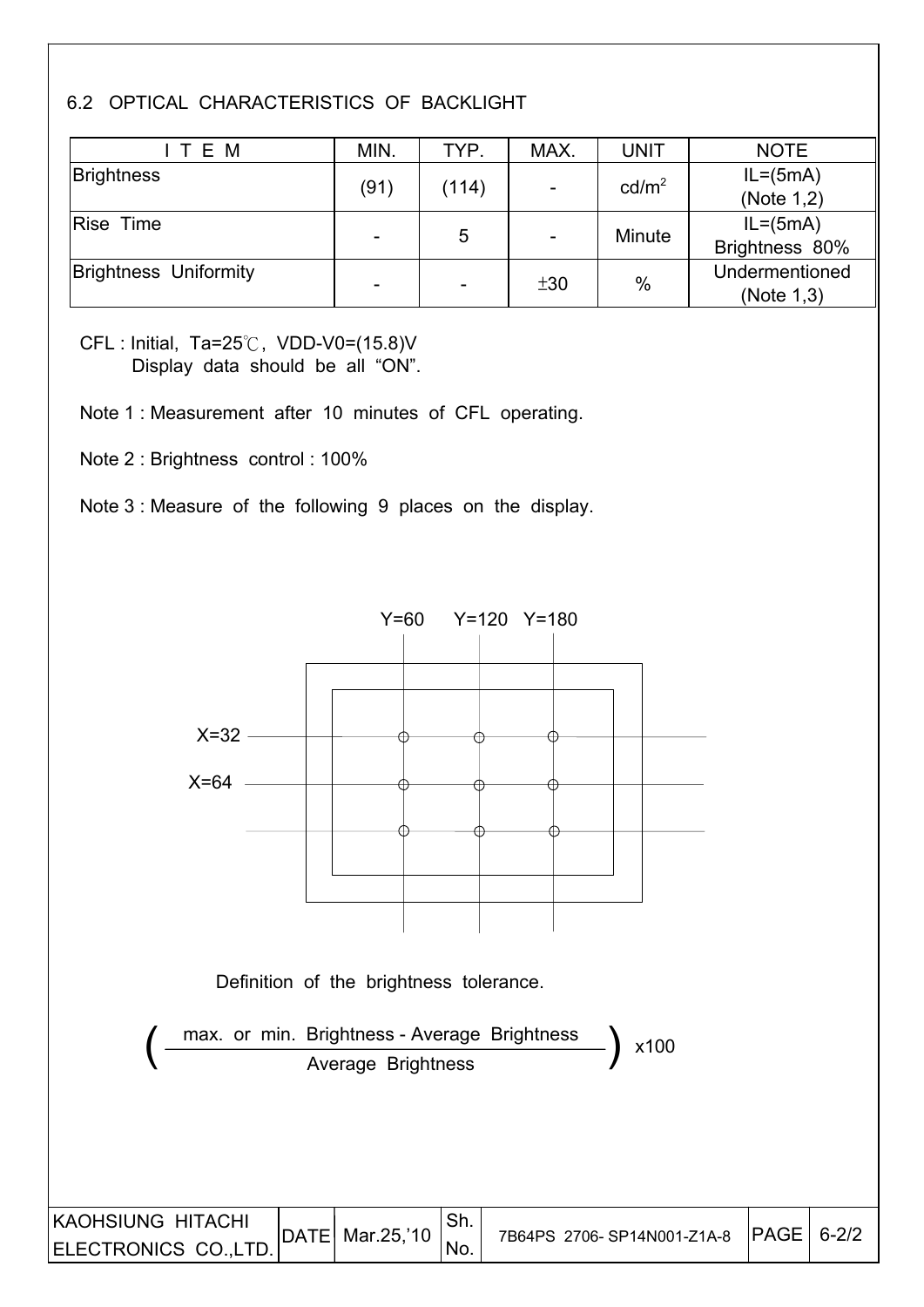## 6.2 OPTICAL CHARACTERISTICS OF BACKLIGHT

| I T E M | MIN. | TYP. | MAX. | UNIT | NOTE |
|---|---|---|---|---|---|
| Brightness | (91) | (114) | - | $cd/m^2$ | IL=(5mA) (Note 1,2) |
| Rise Time | - | 5 | - | Minute | IL=(5mA) Brightness 80% |
| Brightness Uniformity | - | - | ±30 | % | Undermentioned (Note 1,3) |

CFL : Initial, Ta=25℃, VDD-V0=(15.8)V
Display data should be all "ON".

Note 1 : Measurement after 10 minutes of CFL operating.

Note 2 : Brightness control : 100%

Note 3 : Measure of the following 9 places on the display.

Y=60 Y=120 Y=180

X=32

X=64

Definition of the brightness tolerance.

$$\left( \frac{\text{max. or min. Brightness} - \text{Average Brightness}}{\text{Average Brightness}} \right) \times 100$$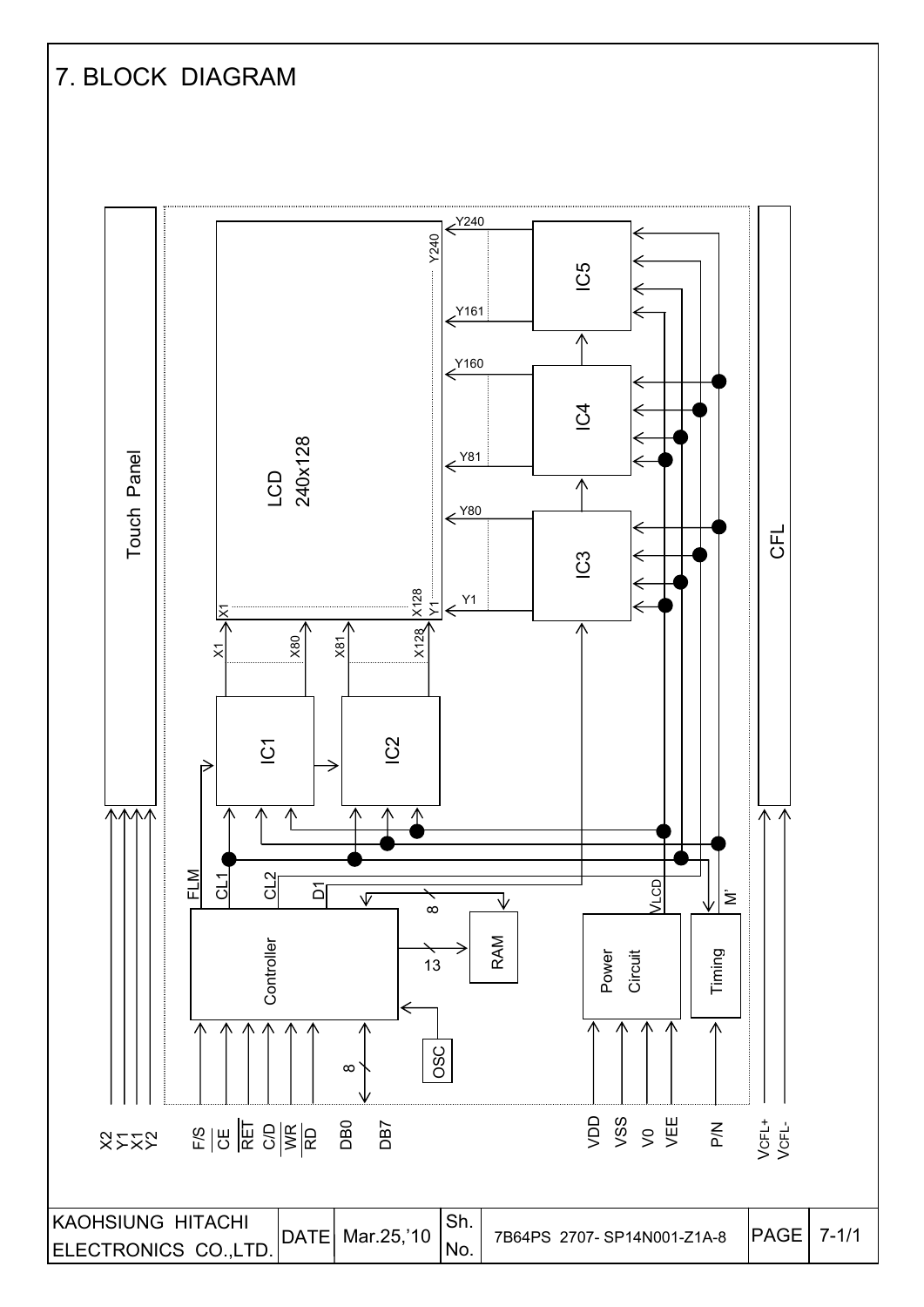# 7. BLOCK DIAGRAM

Touch Panel

LCD 240x128

CFL

IC1, IC2, IC3, IC4, IC5

Controller, RAM, OSC, Power Circuit, Timing

FLM, CL1, CL2, D1, VLCD, M'

X1, X80, X81, X128, Y1, Y80, Y81, Y160, Y161, Y240

8, 13

X2, Y1, X1, Y2, F/S, CE, RET, C/D, WR, RD, DB0, DB7, VDD, VSS, V0, VEE, P/N, VCFL+, VCFL-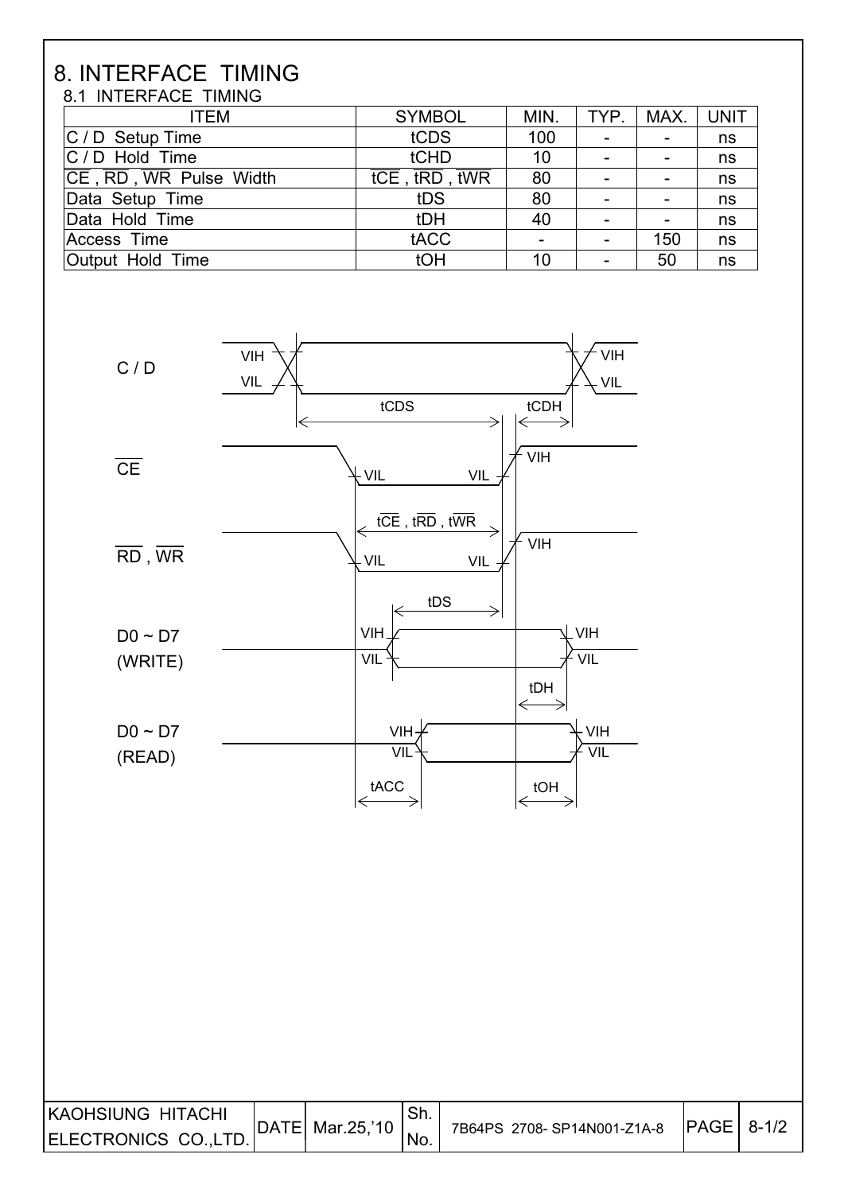# 8. INTERFACE TIMING

## 8.1 INTERFACE TIMING

| ITEM | SYMBOL | MIN. | TYP. | MAX. | UNIT |
|---|---|---|---|---|---|
| C / D Setup Time | tCDS | 100 | - | - | ns |
| C / D Hold Time | tCHD | 10 | - | - | ns |
| $\overline{CE}$ , $\overline{RD}$ , $\overline{WR}$ Pulse Width | t$\overline{CE}$ , t$\overline{RD}$ , t$\overline{WR}$ | 80 | - | - | ns |
| Data Setup Time | tDS | 80 | - | - | ns |
| Data Hold Time | tDH | 40 | - | - | ns |
| Access Time | tACC | - | - | 150 | ns |
| Output Hold Time | tOH | 10 | - | 50 | ns |

C / D

$\overline{CE}$

$\overline{RD}$ , $\overline{WR}$

D0 ~ D7 (WRITE)

D0 ~ D7 (READ)

VIH, VIL, tCDS, tCDH, t$\overline{CE}$ , t$\overline{RD}$ , t$\overline{WR}$, tDS, tDH, tACC, tOH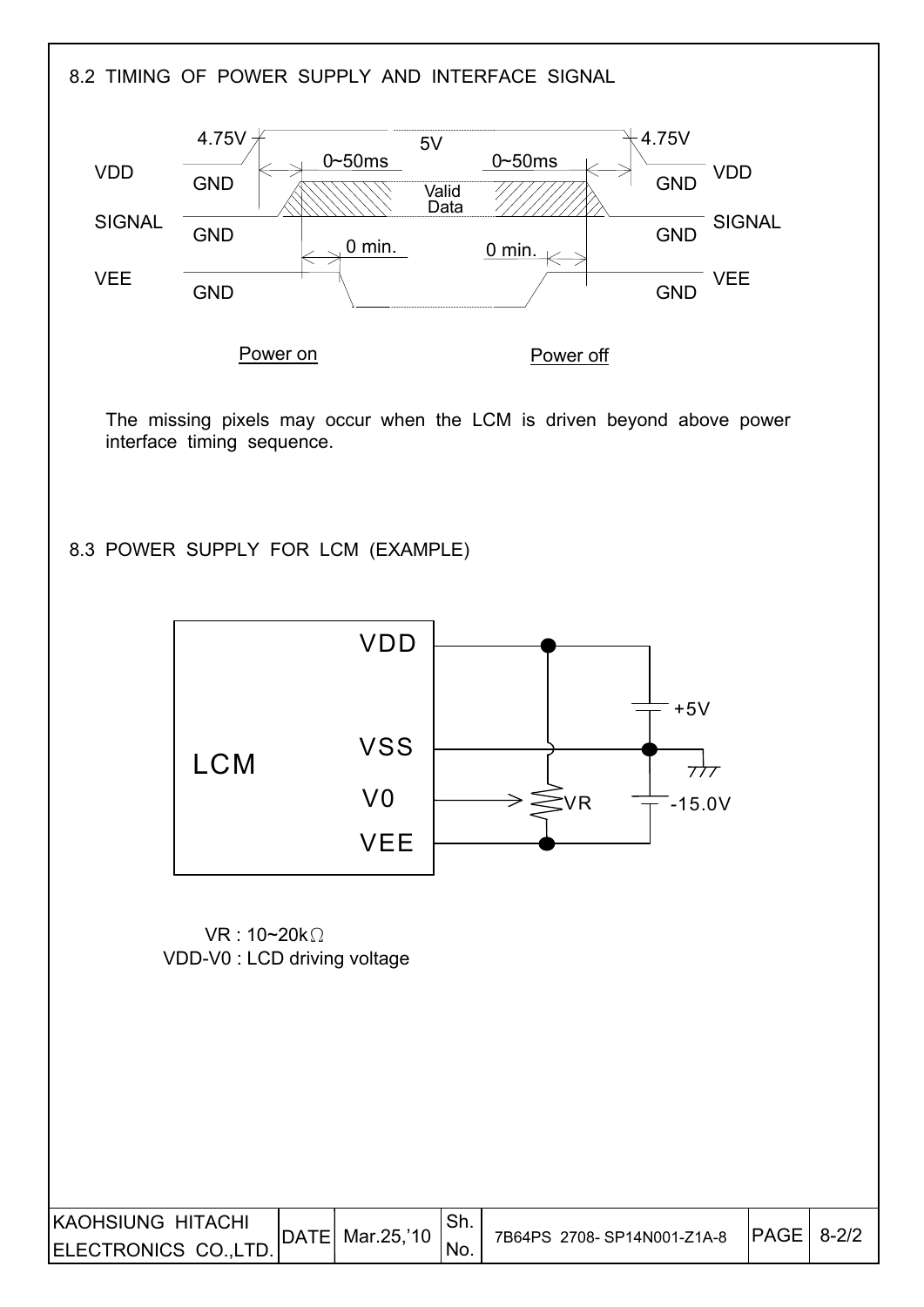## 8.2 TIMING OF POWER SUPPLY AND INTERFACE SIGNAL

VDD 4.75V 5V 4.75V VDD

GND 0~50ms Valid Data 0~50ms GND

SIGNAL GND 0 min. 0 min. GND SIGNAL

VEE GND GND VEE

Power on Power off

The missing pixels may occur when the LCM is driven beyond above power interface timing sequence.

## 8.3 POWER SUPPLY FOR LCM (EXAMPLE)

LCM VDD VSS V0 VEE

+5V

VR

-15.0V

VR : 10~20kΩ

VDD-V0 : LCD driving voltage

| KAOHSIUNG HITACHI ELECTRONICS CO.,LTD. | DATE | Mar.25,'10 | Sh. No. | 7B64PS 2708- SP14N001-Z1A-8 | PAGE | 8-2/2 |
|---|---|---|---|---|---|---|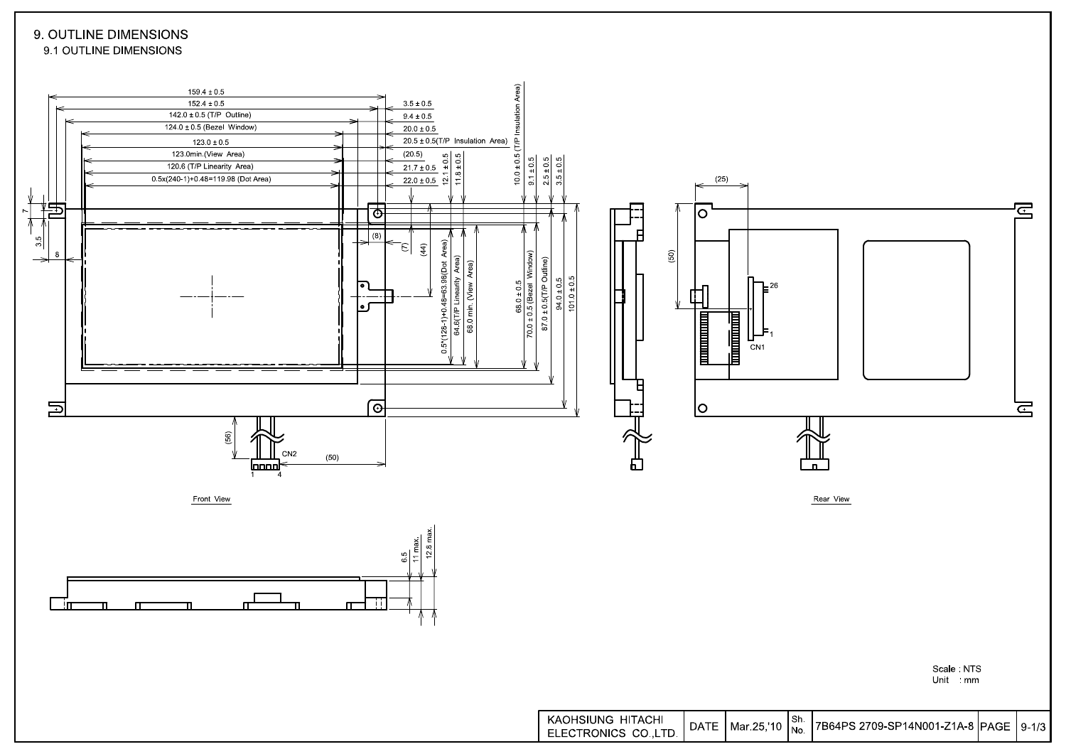# 9. OUTLINE DIMENSIONS

## 9.1 OUTLINE DIMENSIONS

159.4 ± 0.5
152.4 ± 0.5
142.0 ± 0.5 (T/P Outline)
124.0 ± 0.5 (Bezel Window)
123.0 ± 0.5
123.0min.(View Area)
120.6 (T/P Linearity Area)
0.5x(240-1)+0.48=119.98 (Dot Area)

3.5 ± 0.5
9.4 ± 0.5
20.0 ± 0.5
20.5 ± 0.5(T/P Insulation Area)
(20.5)
21.7 ± 0.5
22.0 ± 0.5

12.1 ± 0.5
11.8 ± 0.5
10.0 ± 0.5 (T/P Insulation Area)
9.1 ± 0.5
2.5 ± 0.5
3.5 ± 0.5

7
3.5
8
(8)
(7)
(44)

0.5*(128-1)+0.48=63.98(Dot Area)
64.6(T/P Linearity Area)
68.0 min. (View Area)
68.0 ± 0.5
70.0 ± 0.5 (Bezel Window)
87.0 ± 0.5(T/P Outline)
94.0 ± 0.5
101.0 ± 0.5

(56)
CN2
1 4
(50)

Front View

(25)
(50)
26
1
CN1

Rear View

6.5
11 max.
12.8 max.

Scale : NTS
Unit : mm

| KAOHSIUNG HITACHI ELECTRONICS CO.,LTD. | DATE | Mar.25,'10 | Sh. No. | 7B64PS 2709-SP14N001-Z1A-8 | PAGE | 9-1/3 |
|---|---|---|---|---|---|---|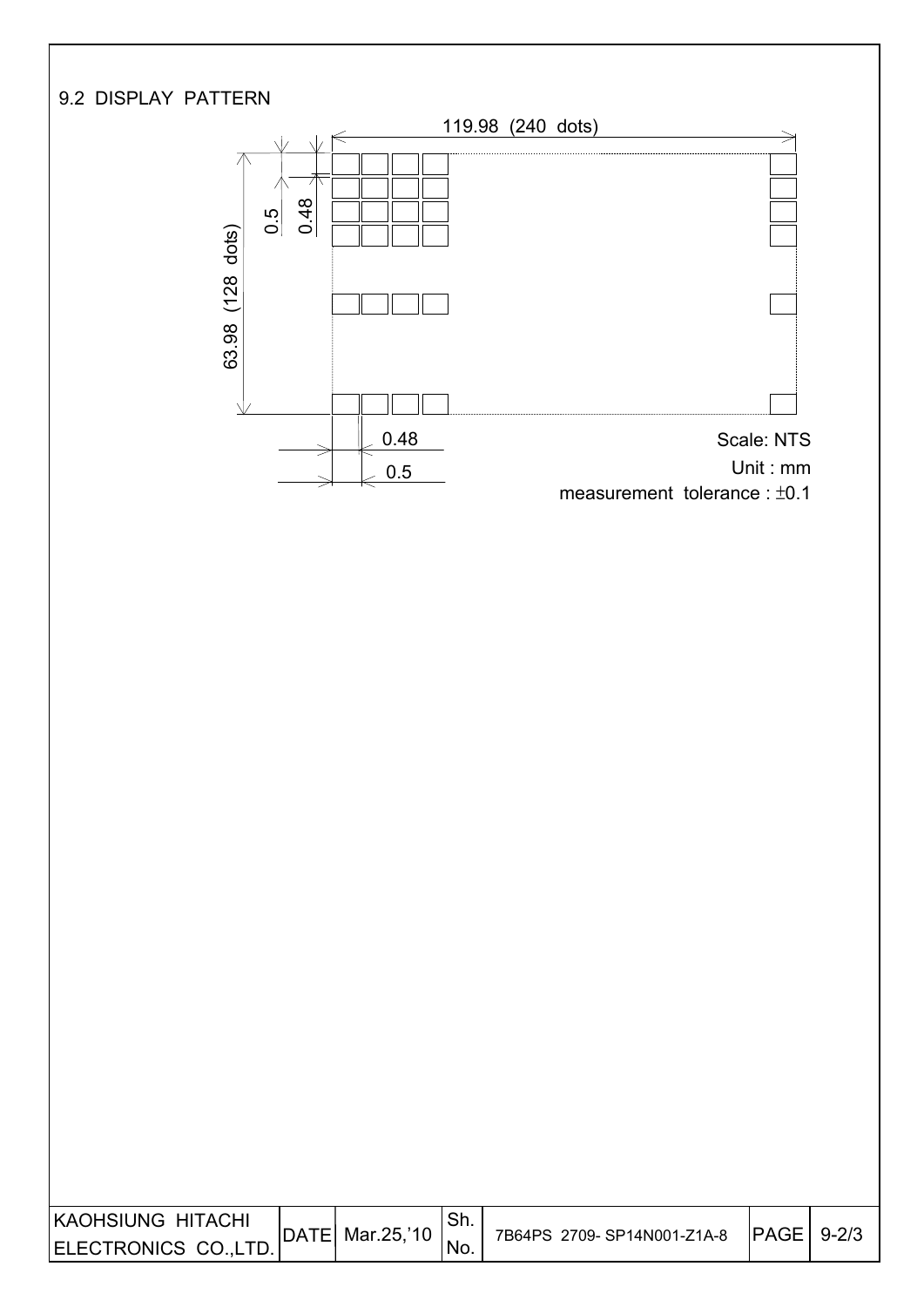## 9.2 DISPLAY PATTERN

119.98 (240 dots)

63.98 (128 dots)

0.5

0.48

0.48

0.5

Scale: NTS

Unit : mm

measurement tolerance : ±0.1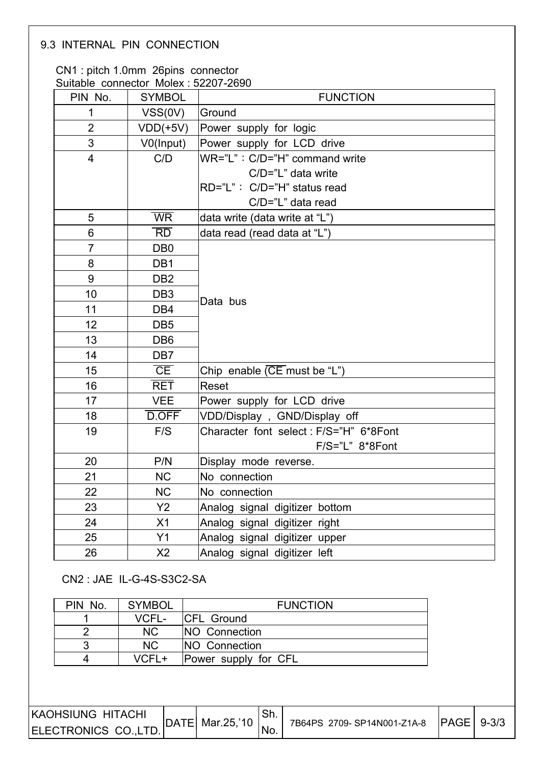### 9.3 INTERNAL PIN CONNECTION

CN1 : pitch 1.0mm 26pins connector
Suitable connector Molex : 52207-2690

| PIN No. | SYMBOL | FUNCTION |
|---|---|---|
| 1 | VSS(0V) | Ground |
| 2 | VDD(+5V) | Power supply for logic |
| 3 | V0(Input) | Power supply for LCD drive |
| 4 | C/D | WR="L"：C/D="H" command write<br>C/D="L" data write<br>RD="L"： C/D="H" status read<br>C/D="L" data read |
| 5 | $\overline{\text{WR}}$ | data write (data write at "L") |
| 6 | $\overline{\text{RD}}$ | data read (read data at "L") |
| 7 | DB0 | Data bus |
| 8 | DB1 | |
| 9 | DB2 | |
| 10 | DB3 | |
| 11 | DB4 | |
| 12 | DB5 | |
| 13 | DB6 | |
| 14 | DB7 | |
| 15 | $\overline{\text{CE}}$ | Chip enable ($\overline{\text{CE}}$ must be "L") |
| 16 | $\overline{\text{RET}}$ | Reset |
| 17 | VEE | Power supply for LCD drive |
| 18 | $\overline{\text{D.OFF}}$ | VDD/Display , GND/Display off |
| 19 | F/S | Character font select : F/S="H" 6*8Font<br>F/S="L" 8*8Font |
| 20 | P/N | Display mode reverse. |
| 21 | NC | No connection |
| 22 | NC | No connection |
| 23 | Y2 | Analog signal digitizer bottom |
| 24 | X1 | Analog signal digitizer right |
| 25 | Y1 | Analog signal digitizer upper |
| 26 | X2 | Analog signal digitizer left |

CN2 : JAE IL-G-4S-S3C2-SA

| PIN No. | SYMBOL | FUNCTION |
|---|---|---|
| 1 | VCFL- | CFL Ground |
| 2 | NC | NO Connection |
| 3 | NC | NO Connection |
| 4 | VCFL+ | Power supply for CFL |

| KAOHSIUNG HITACHI ELECTRONICS CO.,LTD. | DATE | Mar.25,'10 | Sh. No. | 7B64PS 2709- SP14N001-Z1A-8 | PAGE | 9-3/3 |
|---|---|---|---|---|---|---|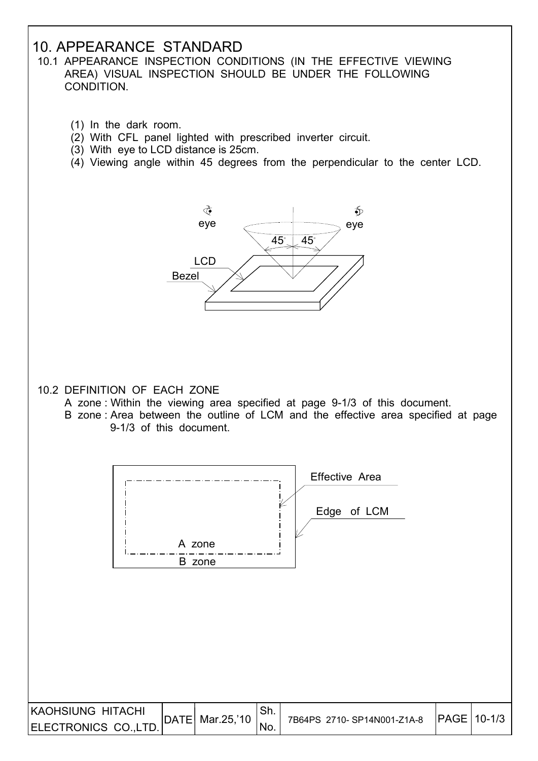# 10. APPEARANCE STANDARD

10.1 APPEARANCE INSPECTION CONDITIONS (IN THE EFFECTIVE VIEWING AREA) VISUAL INSPECTION SHOULD BE UNDER THE FOLLOWING CONDITION.

(1) In the dark room.
(2) With CFL panel lighted with prescribed inverter circuit.
(3) With eye to LCD distance is 25cm.
(4) Viewing angle within 45 degrees from the perpendicular to the center LCD.

10.2 DEFINITION OF EACH ZONE

A zone : Within the viewing area specified at page 9-1/3 of this document.
B zone : Area between the outline of LCM and the effective area specified at page 9-1/3 of this document.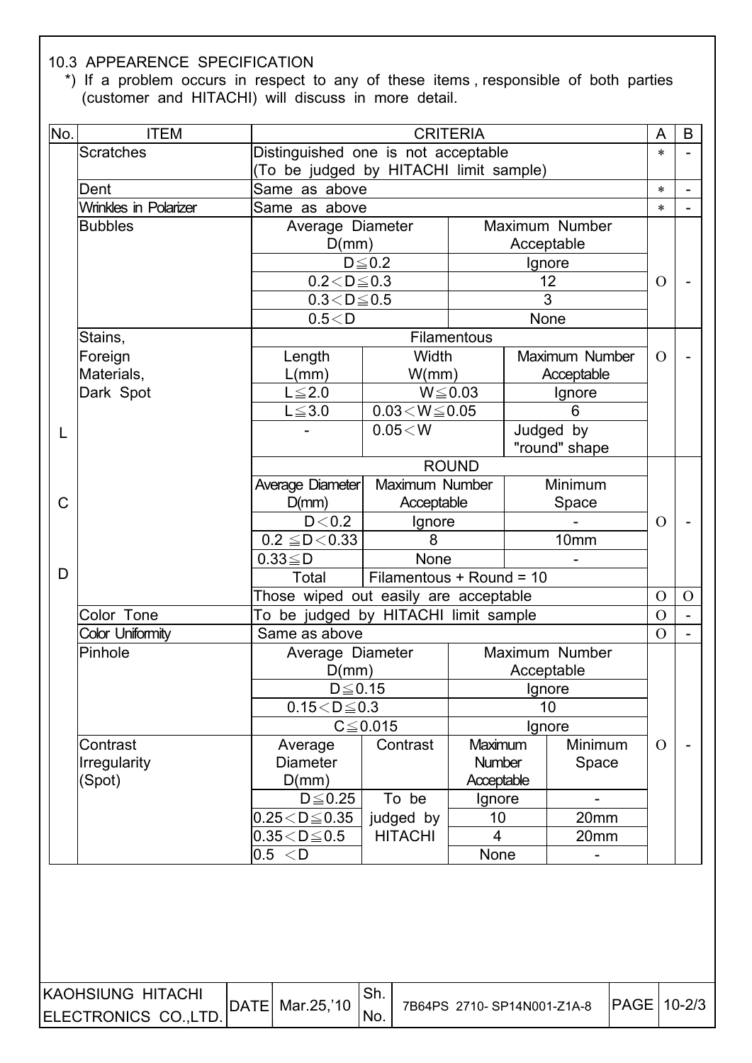### 10.3 APPEARENCE SPECIFICATION

*) If a problem occurs in respect to any of these items , responsible of both parties (customer and HITACHI) will discuss in more detail.

| No. | ITEM | CRITERIA | | | | A | B |
|---|---|---|---|---|---|---|---|
| LCD | Scratches | Distinguished one is not acceptable (To be judged by HITACHI limit sample) | | | | * | - |
| | Dent | Same as above | | | | * | - |
| | Wrinkles in Polarizer | Same as above | | | | * | - |
| | Bubbles | Average Diameter D(mm) | | Maximum Number Acceptable | | O | - |
| | | D≦0.2 | | Ignore | | | |
| | | 0.2＜D≦0.3 | | 12 | | | |
| | | 0.3＜D≦0.5 | | 3 | | | |
| | | 0.5＜D | | None | | | |
| | Stains, Foreign Materials, Dark Spot | Filamentous | | | | O | - |
| | | Length L(mm) | Width W(mm) | Maximum Number Acceptable | | | |
| | | L≦2.0 | W≦0.03 | Ignore | | | |
| | | L≦3.0 | 0.03＜W≦0.05 | 6 | | | |
| | | - | 0.05＜W | Judged by "round" shape | | | |
| | | ROUND | | | | O | - |
| | | Average Diameter D(mm) | Maximum Number Acceptable | Minimum Space | | | |
| | | D＜0.2 | Ignore | - | | | |
| | | 0.2 ≦D＜0.33 | 8 | 10mm | | | |
| | | 0.33≦D | None | - | | | |
| | | Total | Filamentous + Round = 10 | | | | |
| | | Those wiped out easily are acceptable | | | | O | O |
| | Color Tone | To be judged by HITACHI limit sample | | | | O | - |
| | Color Uniformity | Same as above | | | | O | - |
| | Pinhole | Average Diameter D(mm) | | Maximum Number Acceptable | | O | - |
| | | D≦0.15 | | Ignore | | | |
| | | 0.15＜D≦0.3 | | 10 | | | |
| | | C≦0.015 | | Ignore | | | |
| | Contrast Irregularity (Spot) | Average Diameter D(mm) | Contrast | Maximum Number Acceptable | Minimum Space | | |
| | | D≦0.25 | To be judged by HITACHI | Ignore | - | | |
| | | 0.25＜D≦0.35 | | 10 | 20mm | | |
| | | 0.35＜D≦0.5 | | 4 | 20mm | | |
| | | 0.5 ＜D | | None | - | | |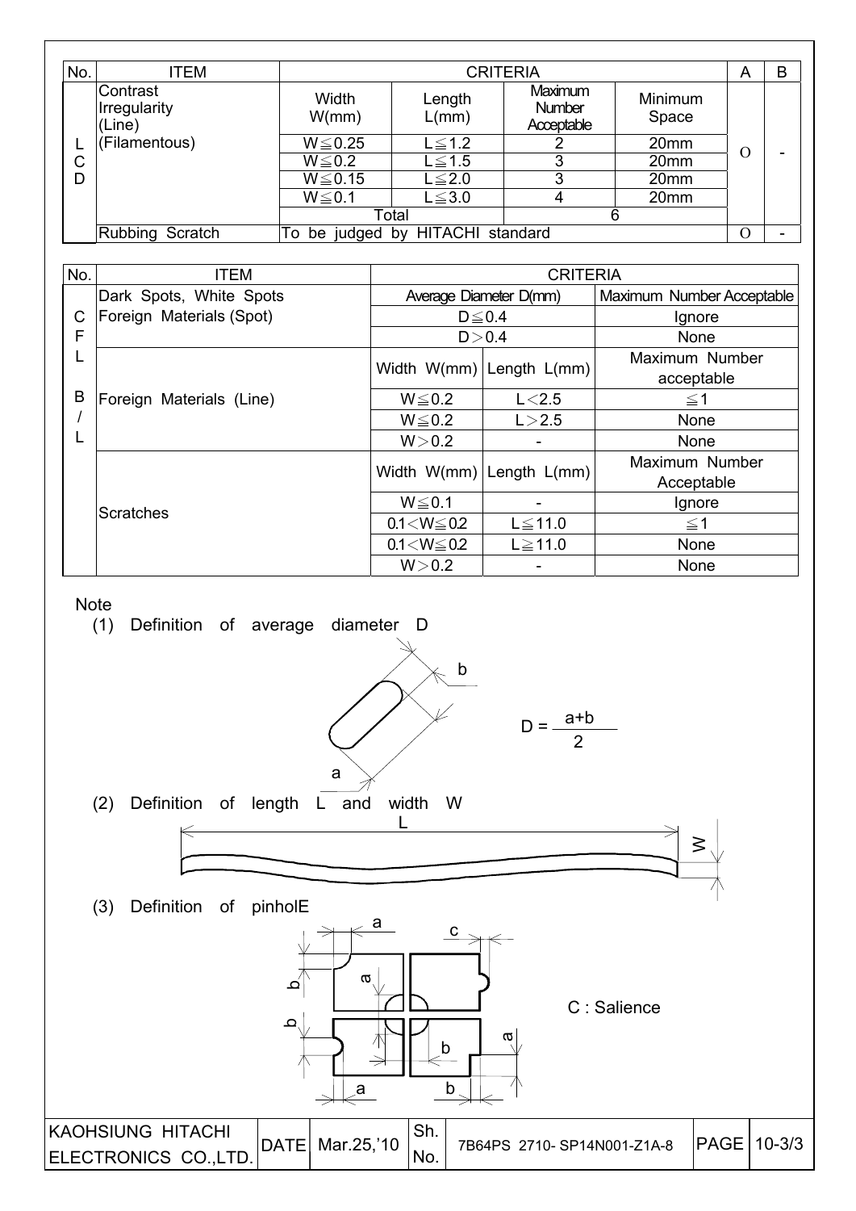| No. | ITEM | CRITERIA | | | | A | B |
|---|---|---|---|---|---|---|---|
| LCD | Contrast Irregularity (Line) (Filamentous) | Width W(mm) | Length L(mm) | Maximum Number Acceptable | Minimum Space | O | - |
| | | W≦0.25 | L≦1.2 | 2 | 20mm | | |
| | | W≦0.2 | L≦1.5 | 3 | 20mm | | |
| | | W≦0.15 | L≦2.0 | 3 | 20mm | | |
| | | W≦0.1 | L≦3.0 | 4 | 20mm | | |
| | | Total | | 6 | | | |
| | Rubbing Scratch | To be judged by HITACHI standard | | | | O | - |

| No. | ITEM | CRITERIA | | |
|---|---|---|---|---|
| CFL B/L | Dark Spots, White Spots Foreign Materials (Spot) | Average Diameter D(mm) | | Maximum Number Acceptable |
| | | D≦0.4 | | Ignore |
| | | D＞0.4 | | None |
| | Foreign Materials (Line) | Width W(mm) | Length L(mm) | Maximum Number acceptable |
| | | W≦0.2 | L＜2.5 | ≦1 |
| | | W≦0.2 | L＞2.5 | None |
| | | W＞0.2 | - | None |
| | Scratches | Width W(mm) | Length L(mm) | Maximum Number Acceptable |
| | | W≦0.1 | - | Ignore |
| | | 0.1＜W≦0.2 | L≦11.0 | ≦1 |
| | | 0.1＜W≦0.2 | L≧11.0 | None |
| | | W＞0.2 | - | None |

Note

(1) Definition of average diameter D

$$D = \frac{a+b}{2}$$

(2) Definition of length L and width W

(3) Definition of pinholE

C : Salience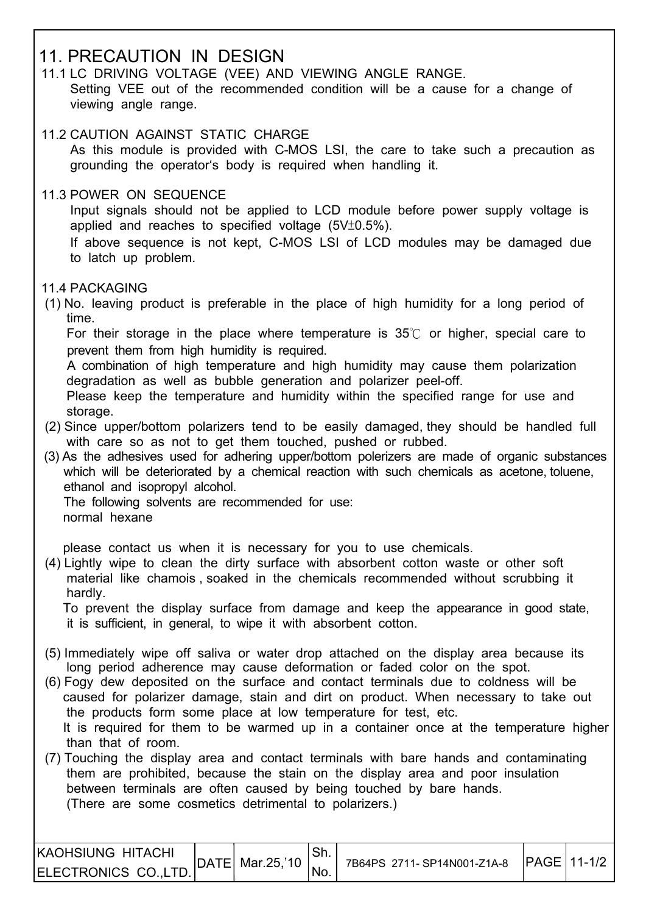# 11. PRECAUTION IN DESIGN

## 11.1 LC DRIVING VOLTAGE (VEE) AND VIEWING ANGLE RANGE.

Setting VEE out of the recommended condition will be a cause for a change of viewing angle range.

## 11.2 CAUTION AGAINST STATIC CHARGE

As this module is provided with C-MOS LSI, the care to take such a precaution as grounding the operator's body is required when handling it.

## 11.3 POWER ON SEQUENCE

Input signals should not be applied to LCD module before power supply voltage is applied and reaches to specified voltage (5V±0.5%).

If above sequence is not kept, C-MOS LSI of LCD modules may be damaged due to latch up problem.

## 11.4 PACKAGING

(1) No. leaving product is preferable in the place of high humidity for a long period of time.

For their storage in the place where temperature is 35℃ or higher, special care to prevent them from high humidity is required.

A combination of high temperature and high humidity may cause them polarization degradation as well as bubble generation and polarizer peel-off.

Please keep the temperature and humidity within the specified range for use and storage.

(2) Since upper/bottom polarizers tend to be easily damaged, they should be handled full with care so as not to get them touched, pushed or rubbed.

(3) As the adhesives used for adhering upper/bottom polerizers are made of organic substances which will be deteriorated by a chemical reaction with such chemicals as acetone, toluene, ethanol and isopropyl alcohol.

The following solvents are recommended for use:

normal hexane

please contact us when it is necessary for you to use chemicals.

(4) Lightly wipe to clean the dirty surface with absorbent cotton waste or other soft material like chamois , soaked in the chemicals recommended without scrubbing it hardly.

To prevent the display surface from damage and keep the appearance in good state, it is sufficient, in general, to wipe it with absorbent cotton.

(5) Immediately wipe off saliva or water drop attached on the display area because its long period adherence may cause deformation or faded color on the spot.

(6) Fogy dew deposited on the surface and contact terminals due to coldness will be caused for polarizer damage, stain and dirt on product. When necessary to take out the products form some place at low temperature for test, etc.

It is required for them to be warmed up in a container once at the temperature higher than that of room.

(7) Touching the display area and contact terminals with bare hands and contaminating them are prohibited, because the stain on the display area and poor insulation between terminals are often caused by being touched by bare hands.

(There are some cosmetics detrimental to polarizers.)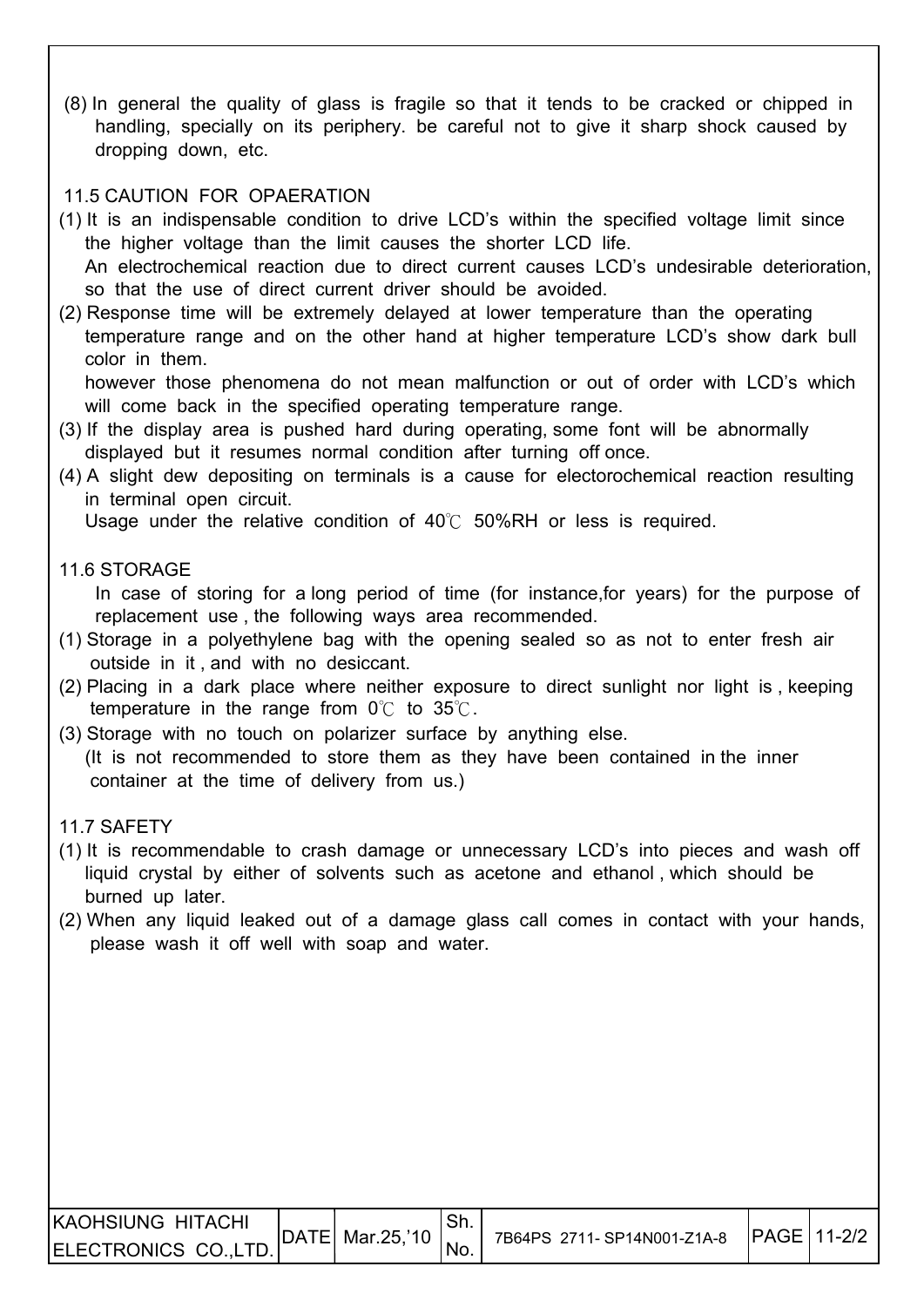(8) In general the quality of glass is fragile so that it tends to be cracked or chipped in handling, specially on its periphery. be careful not to give it sharp shock caused by dropping down, etc.

## 11.5 CAUTION FOR OPAERATION

(1) It is an indispensable condition to drive LCD's within the specified voltage limit since the higher voltage than the limit causes the shorter LCD life.
An electrochemical reaction due to direct current causes LCD's undesirable deterioration, so that the use of direct current driver should be avoided.

(2) Response time will be extremely delayed at lower temperature than the operating temperature range and on the other hand at higher temperature LCD's show dark bull color in them.
however those phenomena do not mean malfunction or out of order with LCD's which will come back in the specified operating temperature range.

(3) If the display area is pushed hard during operating, some font will be abnormally displayed but it resumes normal condition after turning off once.

(4) A slight dew depositing on terminals is a cause for electorochemical reaction resulting in terminal open circuit.
Usage under the relative condition of 40℃ 50%RH or less is required.

## 11.6 STORAGE

In case of storing for a long period of time (for instance,for years) for the purpose of replacement use , the following ways area recommended.

(1) Storage in a polyethylene bag with the opening sealed so as not to enter fresh air outside in it , and with no desiccant.

(2) Placing in a dark place where neither exposure to direct sunlight nor light is , keeping temperature in the range from 0℃ to 35℃.

(3) Storage with no touch on polarizer surface by anything else.
(It is not recommended to store them as they have been contained in the inner container at the time of delivery from us.)

## 11.7 SAFETY

(1) It is recommendable to crash damage or unnecessary LCD's into pieces and wash off liquid crystal by either of solvents such as acetone and ethanol , which should be burned up later.

(2) When any liquid leaked out of a damage glass call comes in contact with your hands, please wash it off well with soap and water.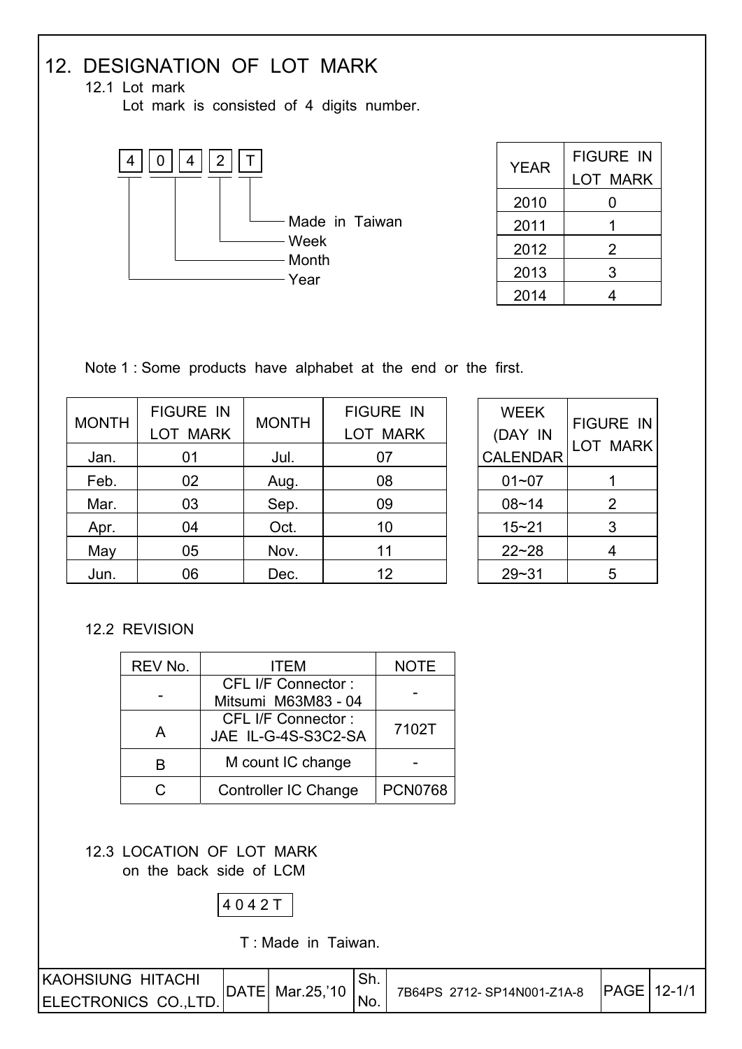# 12. DESIGNATION OF LOT MARK

## 12.1 Lot mark

Lot mark is consisted of 4 digits number.

4 0 4 2 T

- 4 — Year
- 04 — Month
- 2 — Week
- T — Made in Taiwan

| YEAR | FIGURE IN LOT MARK |
|---|---|
| 2010 | 0 |
| 2011 | 1 |
| 2012 | 2 |
| 2013 | 3 |
| 2014 | 4 |

Note 1 : Some products have alphabet at the end or the first.

| MONTH | FIGURE IN LOT MARK | MONTH | FIGURE IN LOT MARK |
|---|---|---|---|
| Jan. | 01 | Jul. | 07 |
| Feb. | 02 | Aug. | 08 |
| Mar. | 03 | Sep. | 09 |
| Apr. | 04 | Oct. | 10 |
| May | 05 | Nov. | 11 |
| Jun. | 06 | Dec. | 12 |

| WEEK (DAY IN CALENDAR | FIGURE IN LOT MARK |
|---|---|
| 01~07 | 1 |
| 08~14 | 2 |
| 15~21 | 3 |
| 22~28 | 4 |
| 29~31 | 5 |

## 12.2 REVISION

| REV No. | ITEM | NOTE |
|---|---|---|
| - | CFL I/F Connector : Mitsumi M63M83 - 04 | - |
| A | CFL I/F Connector : JAE IL-G-4S-S3C2-SA | 7102T |
| B | M count IC change | - |
| C | Controller IC Change | PCN0768 |

## 12.3 LOCATION OF LOT MARK

on the back side of LCM

4 0 4 2 T

T : Made in Taiwan.

| KAOHSIUNG HITACHI ELECTRONICS CO.,LTD. | DATE | Mar.25,'10 | Sh. No. | 7B64PS 2712- SP14N001-Z1A-8 | PAGE | 12-1/1 |
|---|---|---|---|---|---|---|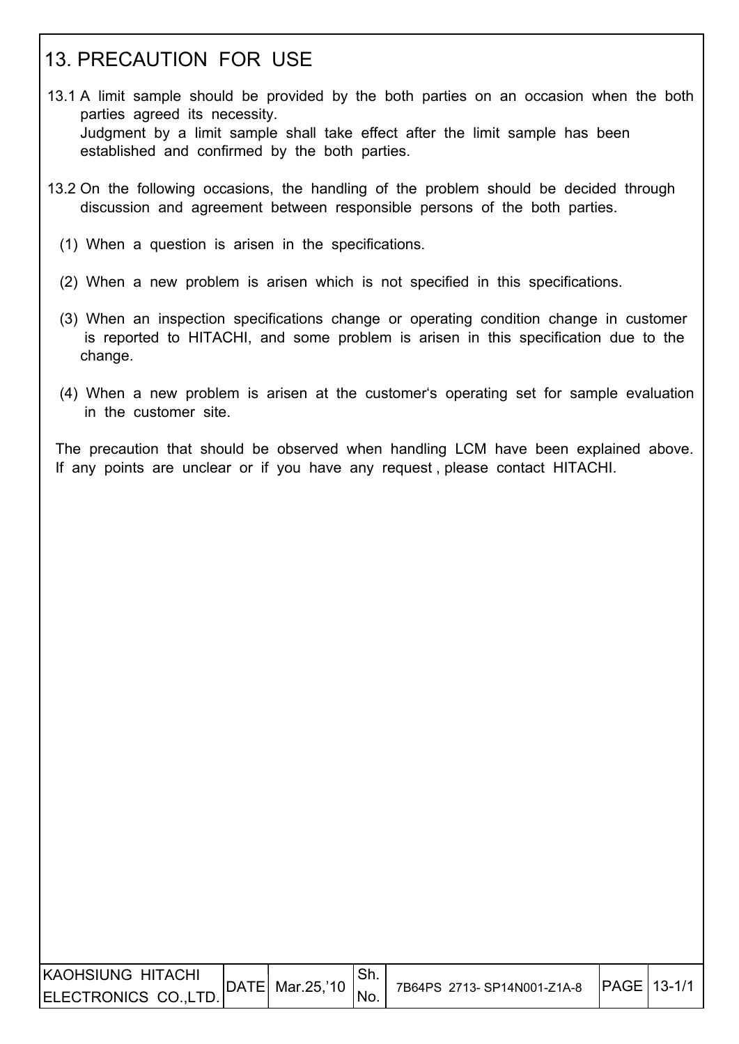# 13. PRECAUTION FOR USE

13.1 A limit sample should be provided by the both parties on an occasion when the both parties agreed its necessity.
Judgment by a limit sample shall take effect after the limit sample has been established and confirmed by the both parties.

13.2 On the following occasions, the handling of the problem should be decided through discussion and agreement between responsible persons of the both parties.

(1) When a question is arisen in the specifications.

(2) When a new problem is arisen which is not specified in this specifications.

(3) When an inspection specifications change or operating condition change in customer is reported to HITACHI, and some problem is arisen in this specification due to the change.

(4) When a new problem is arisen at the customer's operating set for sample evaluation in the customer site.

The precaution that should be observed when handling LCM have been explained above. If any points are unclear or if you have any request , please contact HITACHI.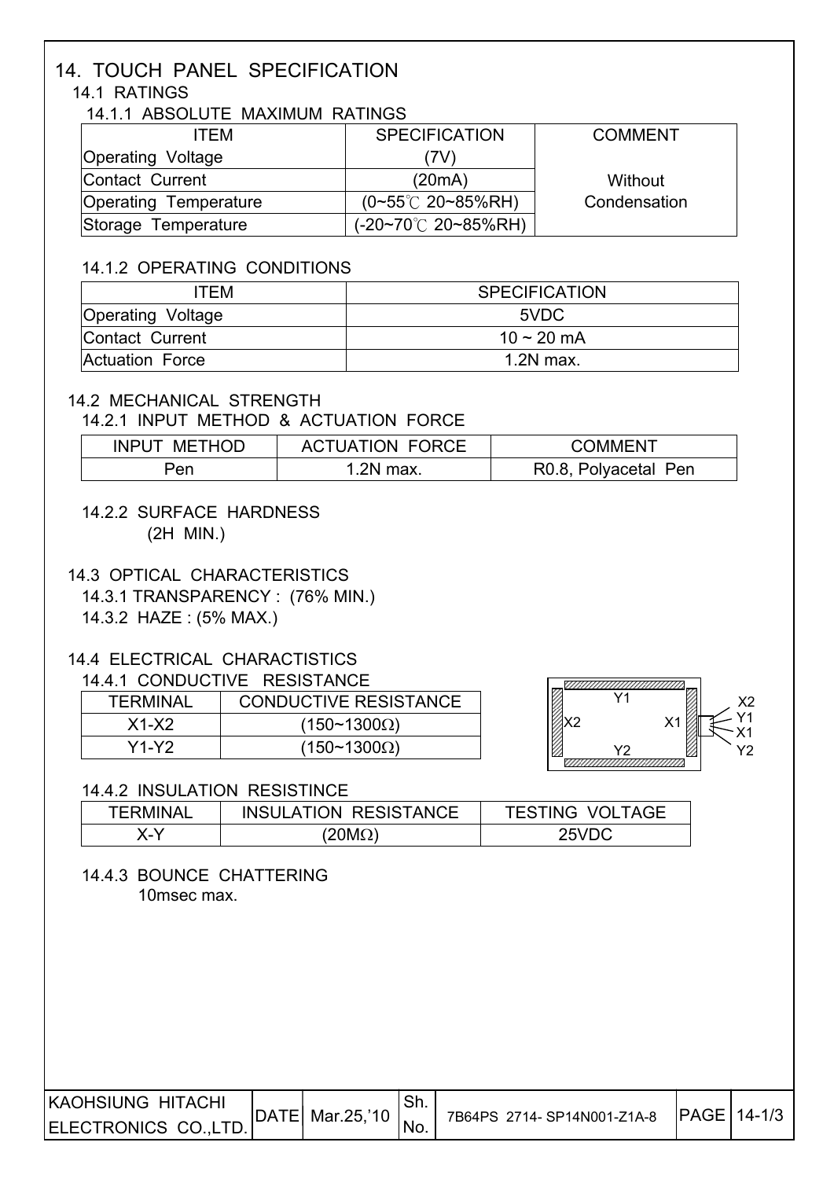# 14. TOUCH PANEL SPECIFICATION

## 14.1 RATINGS

### 14.1.1 ABSOLUTE MAXIMUM RATINGS

| ITEM | SPECIFICATION | COMMENT |
|---|---|---|
| Operating Voltage | (7V) | |
| Contact Current | (20mA) | Without |
| Operating Temperature | (0~55℃ 20~85%RH) | Condensation |
| Storage Temperature | (-20~70℃ 20~85%RH) | |

### 14.1.2 OPERATING CONDITIONS

| ITEM | SPECIFICATION |
|---|---|
| Operating Voltage | 5VDC |
| Contact Current | 10 ~ 20 mA |
| Actuation Force | 1.2N max. |

## 14.2 MECHANICAL STRENGTH

### 14.2.1 INPUT METHOD & ACTUATION FORCE

| INPUT METHOD | ACTUATION FORCE | COMMENT |
|---|---|---|
| Pen | 1.2N max. | R0.8, Polyacetal Pen |

### 14.2.2 SURFACE HARDNESS

(2H MIN.)

## 14.3 OPTICAL CHARACTERISTICS

14.3.1 TRANSPARENCY : (76% MIN.)

14.3.2 HAZE : (5% MAX.)

## 14.4 ELECTRICAL CHARACTISTICS

### 14.4.1 CONDUCTIVE RESISTANCE

| TERMINAL | CONDUCTIVE RESISTANCE |
|---|---|
| X1-X2 | (150~1300Ω) |
| Y1-Y2 | (150~1300Ω) |

Y1, X2, X1, Y2 — X2, Y1, X1, Y2

### 14.4.2 INSULATION RESISTINCE

| TERMINAL | INSULATION RESISTANCE | TESTING VOLTAGE |
|---|---|---|
| X-Y | (20MΩ) | 25VDC |

### 14.4.3 BOUNCE CHATTERING

10msec max.

| KAOHSIUNG HITACHI ELECTRONICS CO.,LTD. | DATE | Mar.25,'10 | Sh. No. | 7B64PS 2714- SP14N001-Z1A-8 | PAGE | 14-1/3 |
|---|---|---|---|---|---|---|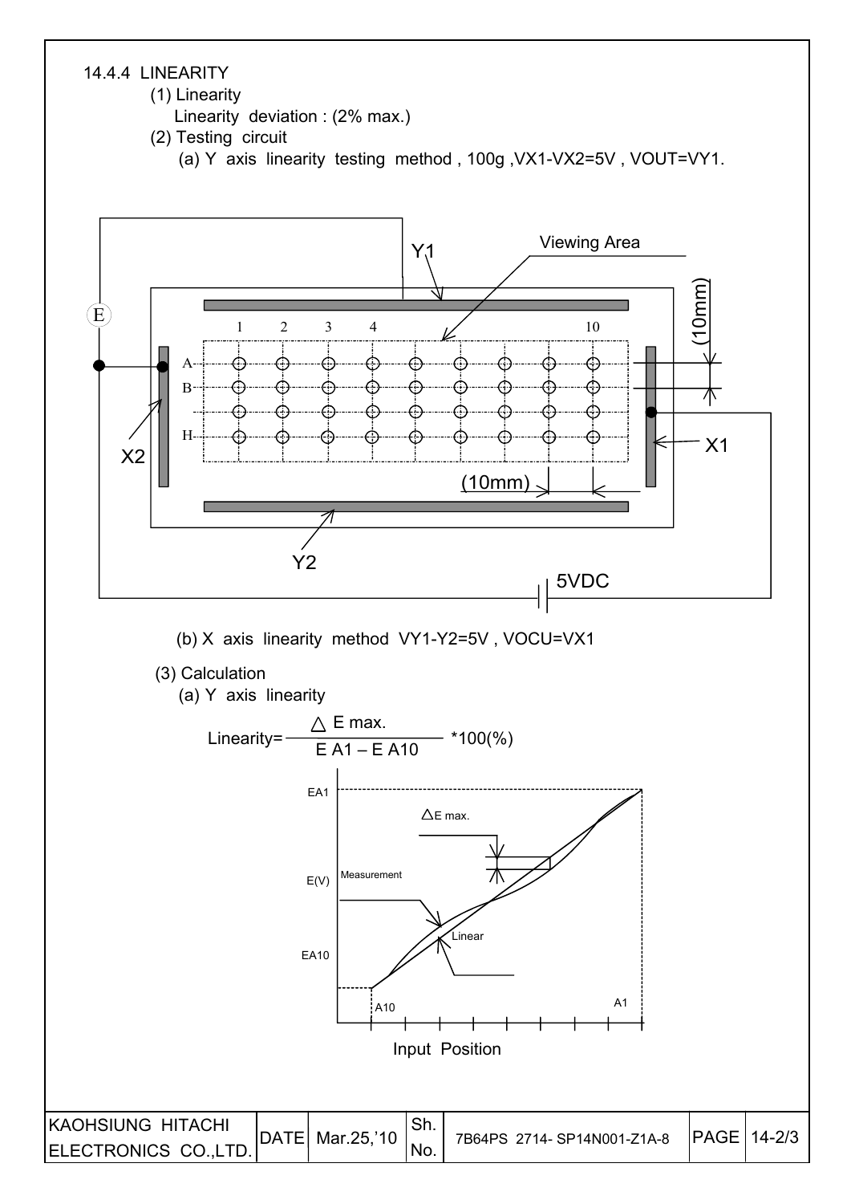14.4.4 LINEARITY

(1) Linearity

Linearity deviation : (2% max.)

(2) Testing circuit

(a) Y axis linearity testing method , 100g ,VX1-VX2=5V , VOUT=VY1.

(b) X axis linearity method VY1-Y2=5V , VOCU=VX1

(3) Calculation

(a) Y axis linearity

$$\text{Linearity}=\frac{\triangle E\ \text{max.}}{E\ A1 - E\ A10} * 100(\%)$$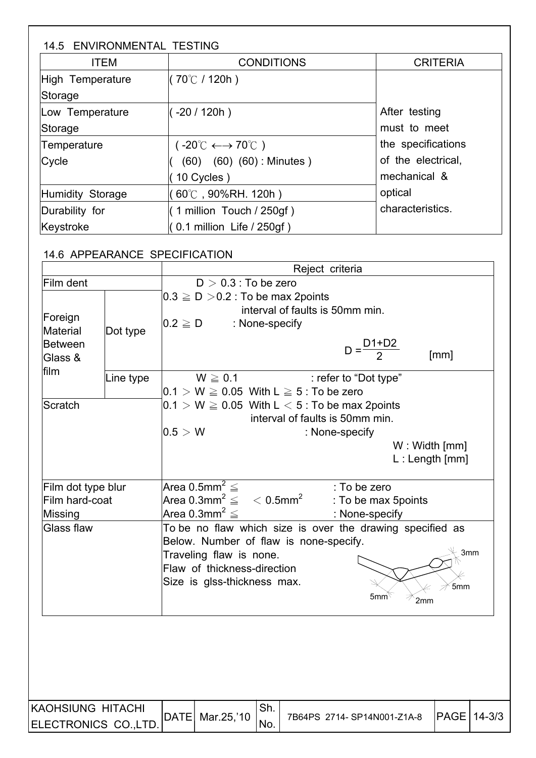## 14.5 ENVIRONMENTAL TESTING

| ITEM | CONDITIONS | CRITERIA |
|---|---|---|
| High Temperature Storage | ( 70℃ / 120h ) | After testing must to meet the specifications of the electrical, mechanical & optical characteristics. |
| Low Temperature Storage | ( -20 / 120h ) | |
| Temperature Cycle | ( -20℃ ←→ 70℃ )<br>( (60) (60) (60) : Minutes )<br>( 10 Cycles ) | |
| Humidity Storage | ( 60℃ , 90%RH. 120h ) | |
| Durability for Keystroke | ( 1 million Touch / 250gf )<br>( 0.1 million Life / 250gf ) | |

## 14.6 APPEARANCE SPECIFICATION

| | | Reject criteria |
|---|---|---|
| Film dent | | $D > 0.3$ : To be zero |
| Foreign Material Between Glass & film | Dot type | $0.3 \geqq D > 0.2$ : To be max 2points<br>interval of faults is 50mm min.<br>$0.2 \geqq D$ : None-specify<br>$D = \frac{D1+D2}{2}$ [mm] |
| | Line type | $W \geqq 0.1$ : refer to "Dot type"<br>$0.1 > W \geqq 0.05$ With $L \geqq 5$ : To be zero |
| Scratch | | $0.1 > W \geqq 0.05$ With $L < 5$ : To be max 2points<br>interval of faults is 50mm min.<br>$0.5 > W$ : None-specify<br>W : Width [mm]<br>L : Length [mm] |
| Film dot type blur<br>Film hard-coat<br>Missing | | Area $0.5\text{mm}^2 \leqq$ : To be zero<br>Area $0.3\text{mm}^2 \leqq \quad < 0.5\text{mm}^2$ : To be max 5points<br>Area $0.3\text{mm}^2 \leqq$ : None-specify |
| Glass flaw | | To be no flaw which size is over the drawing specified as Below. Number of flaw is none-specify.<br>Traveling flaw is none.<br>Flaw of thickness-direction<br>Size is glss-thickness max.<br>3mm<br>5mm<br>5mm<br>2mm |

| KAOHSIUNG HITACHI ELECTRONICS CO.,LTD. | DATE | Mar.25,'10 | Sh. No. | 7B64PS 2714- SP14N001-Z1A-8 | PAGE | 14-3/3 |
|---|---|---|---|---|---|---|